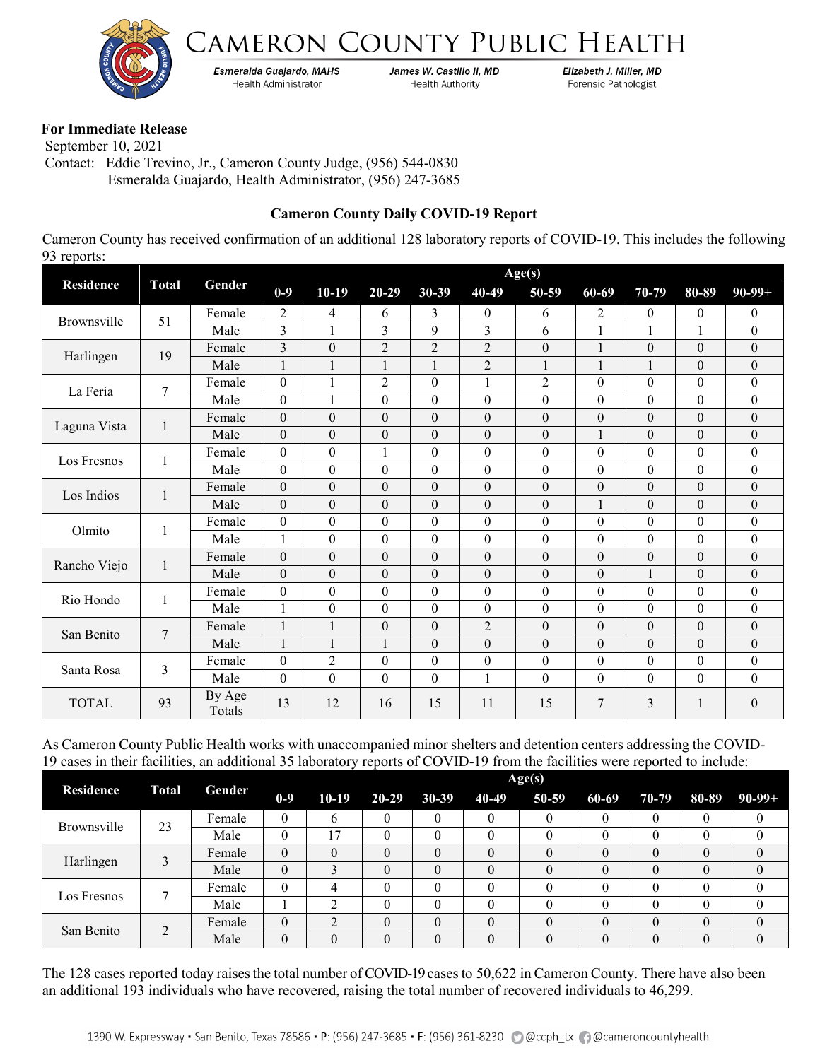# Cameron County Public Health

*Esmeralda Guajardo, MAHS*
Health Administrator

*James W. Castillo II, MD*
Health Authority

*Elizabeth J. Miller, MD*
Forensic Pathologist

**For Immediate Release**
September 10, 2021
Contact: Eddie Trevino, Jr., Cameron County Judge, (956) 544-0830
Esmeralda Guajardo, Health Administrator, (956) 247-3685

**Cameron County Daily COVID-19 Report**

Cameron County has received confirmation of an additional 128 laboratory reports of COVID-19. This includes the following 93 reports:

| Residence | Total | Gender | Age(s) | | | | | | | | | |
|---|---|---|---|---|---|---|---|---|---|---|---|---|
| | | | 0-9 | 10-19 | 20-29 | 30-39 | 40-49 | 50-59 | 60-69 | 70-79 | 80-89 | 90-99+ |
| Brownsville | 51 | Female | 2 | 4 | 6 | 3 | 0 | 6 | 2 | 0 | 0 | 0 |
| | | Male | 3 | 1 | 3 | 9 | 3 | 6 | 1 | 1 | 1 | 0 |
| Harlingen | 19 | Female | 3 | 0 | 2 | 2 | 2 | 0 | 1 | 0 | 0 | 0 |
| | | Male | 1 | 1 | 1 | 1 | 2 | 1 | 1 | 1 | 0 | 0 |
| La Feria | 7 | Female | 0 | 1 | 2 | 0 | 1 | 2 | 0 | 0 | 0 | 0 |
| | | Male | 0 | 1 | 0 | 0 | 0 | 0 | 0 | 0 | 0 | 0 |
| Laguna Vista | 1 | Female | 0 | 0 | 0 | 0 | 0 | 0 | 0 | 0 | 0 | 0 |
| | | Male | 0 | 0 | 0 | 0 | 0 | 0 | 1 | 0 | 0 | 0 |
| Los Fresnos | 1 | Female | 0 | 0 | 1 | 0 | 0 | 0 | 0 | 0 | 0 | 0 |
| | | Male | 0 | 0 | 0 | 0 | 0 | 0 | 0 | 0 | 0 | 0 |
| Los Indios | 1 | Female | 0 | 0 | 0 | 0 | 0 | 0 | 0 | 0 | 0 | 0 |
| | | Male | 0 | 0 | 0 | 0 | 0 | 0 | 1 | 0 | 0 | 0 |
| Olmito | 1 | Female | 0 | 0 | 0 | 0 | 0 | 0 | 0 | 0 | 0 | 0 |
| | | Male | 1 | 0 | 0 | 0 | 0 | 0 | 0 | 0 | 0 | 0 |
| Rancho Viejo | 1 | Female | 0 | 0 | 0 | 0 | 0 | 0 | 0 | 0 | 0 | 0 |
| | | Male | 0 | 0 | 0 | 0 | 0 | 0 | 0 | 1 | 0 | 0 |
| Rio Hondo | 1 | Female | 0 | 0 | 0 | 0 | 0 | 0 | 0 | 0 | 0 | 0 |
| | | Male | 1 | 0 | 0 | 0 | 0 | 0 | 0 | 0 | 0 | 0 |
| San Benito | 7 | Female | 1 | 1 | 0 | 0 | 2 | 0 | 0 | 0 | 0 | 0 |
| | | Male | 1 | 1 | 1 | 0 | 0 | 0 | 0 | 0 | 0 | 0 |
| Santa Rosa | 3 | Female | 0 | 2 | 0 | 0 | 0 | 0 | 0 | 0 | 0 | 0 |
| | | Male | 0 | 0 | 0 | 0 | 1 | 0 | 0 | 0 | 0 | 0 |
| TOTAL | 93 | By Age Totals | 13 | 12 | 16 | 15 | 11 | 15 | 7 | 3 | 1 | 0 |

As Cameron County Public Health works with unaccompanied minor shelters and detention centers addressing the COVID-19 cases in their facilities, an additional 35 laboratory reports of COVID-19 from the facilities were reported to include:

| Residence | Total | Gender | Age(s) | | | | | | | | | |
|---|---|---|---|---|---|---|---|---|---|---|---|---|
| | | | 0-9 | 10-19 | 20-29 | 30-39 | 40-49 | 50-59 | 60-69 | 70-79 | 80-89 | 90-99+ |
| Brownsville | 23 | Female | 0 | 6 | 0 | 0 | 0 | 0 | 0 | 0 | 0 | 0 |
| | | Male | 0 | 17 | 0 | 0 | 0 | 0 | 0 | 0 | 0 | 0 |
| Harlingen | 3 | Female | 0 | 0 | 0 | 0 | 0 | 0 | 0 | 0 | 0 | 0 |
| | | Male | 0 | 3 | 0 | 0 | 0 | 0 | 0 | 0 | 0 | 0 |
| Los Fresnos | 7 | Female | 0 | 4 | 0 | 0 | 0 | 0 | 0 | 0 | 0 | 0 |
| | | Male | 1 | 2 | 0 | 0 | 0 | 0 | 0 | 0 | 0 | 0 |
| San Benito | 2 | Female | 0 | 2 | 0 | 0 | 0 | 0 | 0 | 0 | 0 | 0 |
| | | Male | 0 | 0 | 0 | 0 | 0 | 0 | 0 | 0 | 0 | 0 |

The 128 cases reported today raises the total number of COVID-19 cases to 50,622 in Cameron County. There have also been an additional 193 individuals who have recovered, raising the total number of recovered individuals to 46,299.

1390 W. Expressway • San Benito, Texas 78586 • P: (956) 247-3685 • F: (956) 361-8230 @ccph_tx @cameroncountyhealth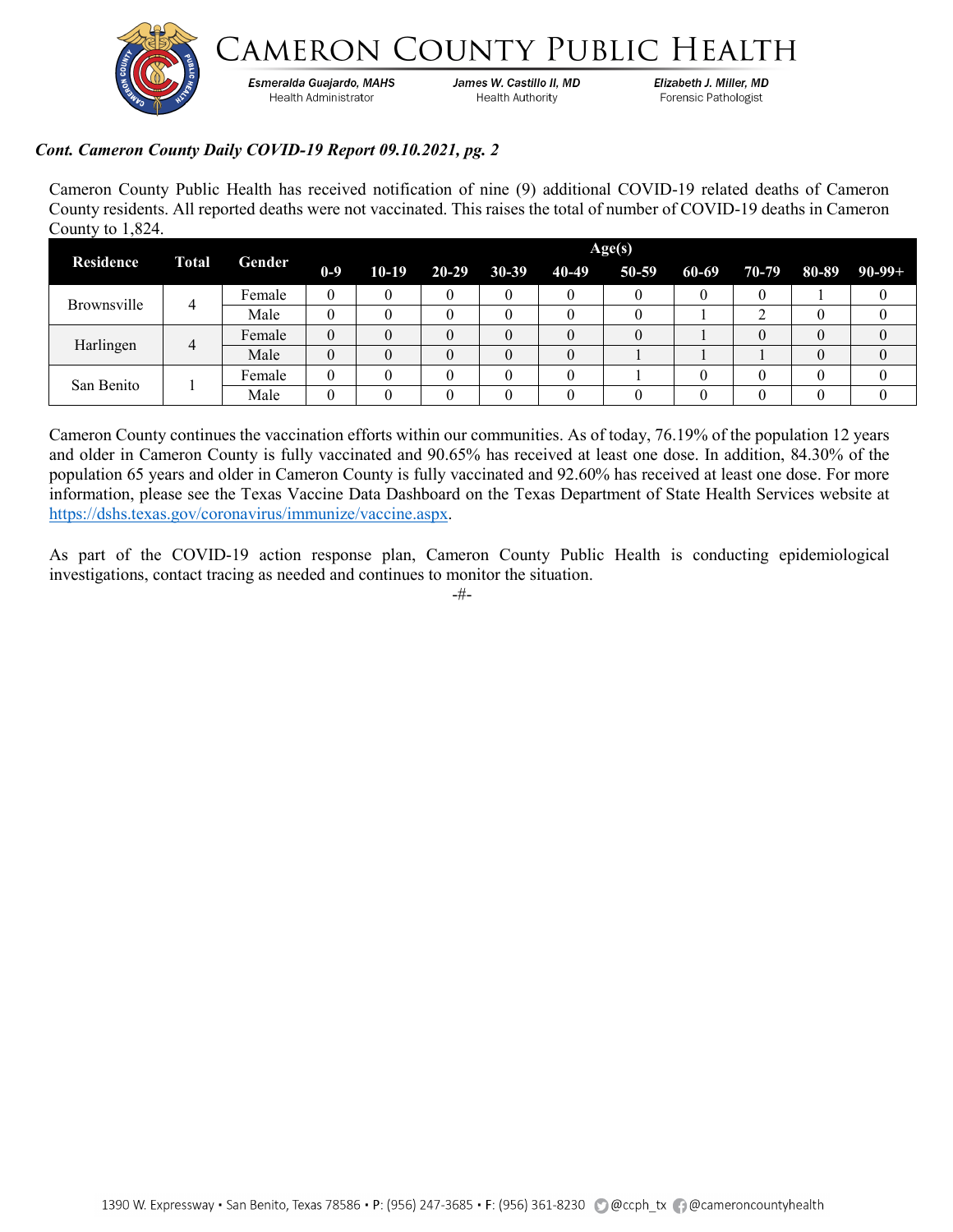*Cont. Cameron County Daily COVID-19 Report 09.10.2021, pg. 2*

Cameron County Public Health has received notification of nine (9) additional COVID-19 related deaths of Cameron County residents. All reported deaths were not vaccinated. This raises the total of number of COVID-19 deaths in Cameron County to 1,824.

| Residence | Total | Gender | Age(s) | | | | | | | | | |
|---|---|---|---|---|---|---|---|---|---|---|---|---|
| | | | 0-9 | 10-19 | 20-29 | 30-39 | 40-49 | 50-59 | 60-69 | 70-79 | 80-89 | 90-99+ |
| Brownsville | 4 | Female | 0 | 0 | 0 | 0 | 0 | 0 | 0 | 0 | 1 | 0 |
| | | Male | 0 | 0 | 0 | 0 | 0 | 0 | 1 | 2 | 0 | 0 |
| Harlingen | 4 | Female | 0 | 0 | 0 | 0 | 0 | 0 | 1 | 0 | 0 | 0 |
| | | Male | 0 | 0 | 0 | 0 | 0 | 1 | 1 | 1 | 0 | 0 |
| San Benito | 1 | Female | 0 | 0 | 0 | 0 | 0 | 1 | 0 | 0 | 0 | 0 |
| | | Male | 0 | 0 | 0 | 0 | 0 | 0 | 0 | 0 | 0 | 0 |

Cameron County continues the vaccination efforts within our communities. As of today, 76.19% of the population 12 years and older in Cameron County is fully vaccinated and 90.65% has received at least one dose. In addition, 84.30% of the population 65 years and older in Cameron County is fully vaccinated and 92.60% has received at least one dose. For more information, please see the Texas Vaccine Data Dashboard on the Texas Department of State Health Services website at https://dshs.texas.gov/coronavirus/immunize/vaccine.aspx.

As part of the COVID-19 action response plan, Cameron County Public Health is conducting epidemiological investigations, contact tracing as needed and continues to monitor the situation.

-#-